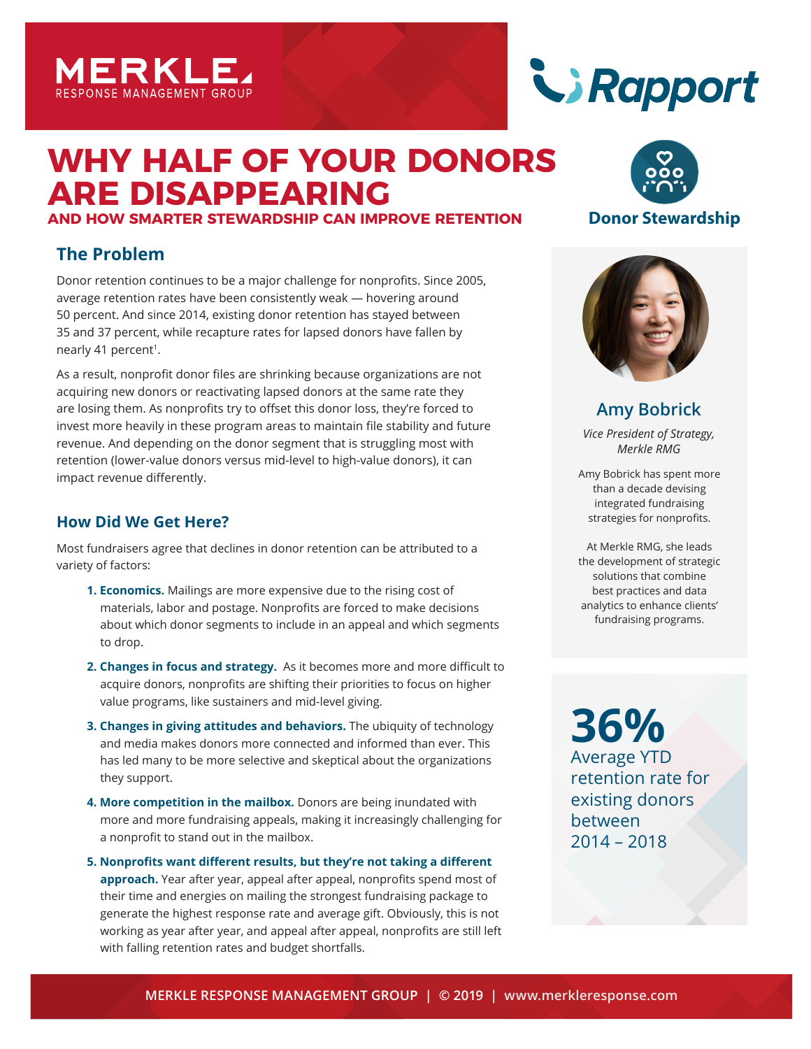MERKLE RESPONSE MANAGEMENT GROUP

Rapport

# WHY HALF OF YOUR DONORS ARE DISAPPEARING

### AND HOW SMARTER STEWARDSHIP CAN IMPROVE RETENTION

Donor Stewardship

## The Problem

Donor retention continues to be a major challenge for nonprofits. Since 2005, average retention rates have been consistently weak — hovering around 50 percent. And since 2014, existing donor retention has stayed between 35 and 37 percent, while recapture rates for lapsed donors have fallen by nearly 41 percent[1].

As a result, nonprofit donor files are shrinking because organizations are not acquiring new donors or reactivating lapsed donors at the same rate they are losing them. As nonprofits try to offset this donor loss, they're forced to invest more heavily in these program areas to maintain file stability and future revenue. And depending on the donor segment that is struggling most with retention (lower-value donors versus mid-level to high-value donors), it can impact revenue differently.

## How Did We Get Here?

Most fundraisers agree that declines in donor retention can be attributed to a variety of factors:

1. **Economics.** Mailings are more expensive due to the rising cost of materials, labor and postage. Nonprofits are forced to make decisions about which donor segments to include in an appeal and which segments to drop.
2. **Changes in focus and strategy.** As it becomes more and more difficult to acquire donors, nonprofits are shifting their priorities to focus on higher value programs, like sustainers and mid-level giving.
3. **Changes in giving attitudes and behaviors.** The ubiquity of technology and media makes donors more connected and informed than ever. This has led many to be more selective and skeptical about the organizations they support.
4. **More competition in the mailbox.** Donors are being inundated with more and more fundraising appeals, making it increasingly challenging for a nonprofit to stand out in the mailbox.
5. **Nonprofits want different results, but they're not taking a different approach.** Year after year, appeal after appeal, nonprofits spend most of their time and energies on mailing the strongest fundraising package to generate the highest response rate and average gift. Obviously, this is not working as year after year, and appeal after appeal, nonprofits are still left with falling retention rates and budget shortfalls.

### Amy Bobrick

*Vice President of Strategy, Merkle RMG*

Amy Bobrick has spent more than a decade devising integrated fundraising strategies for nonprofits.

At Merkle RMG, she leads the development of strategic solutions that combine best practices and data analytics to enhance clients' fundraising programs.

**36%**
Average YTD retention rate for existing donors between 2014 – 2018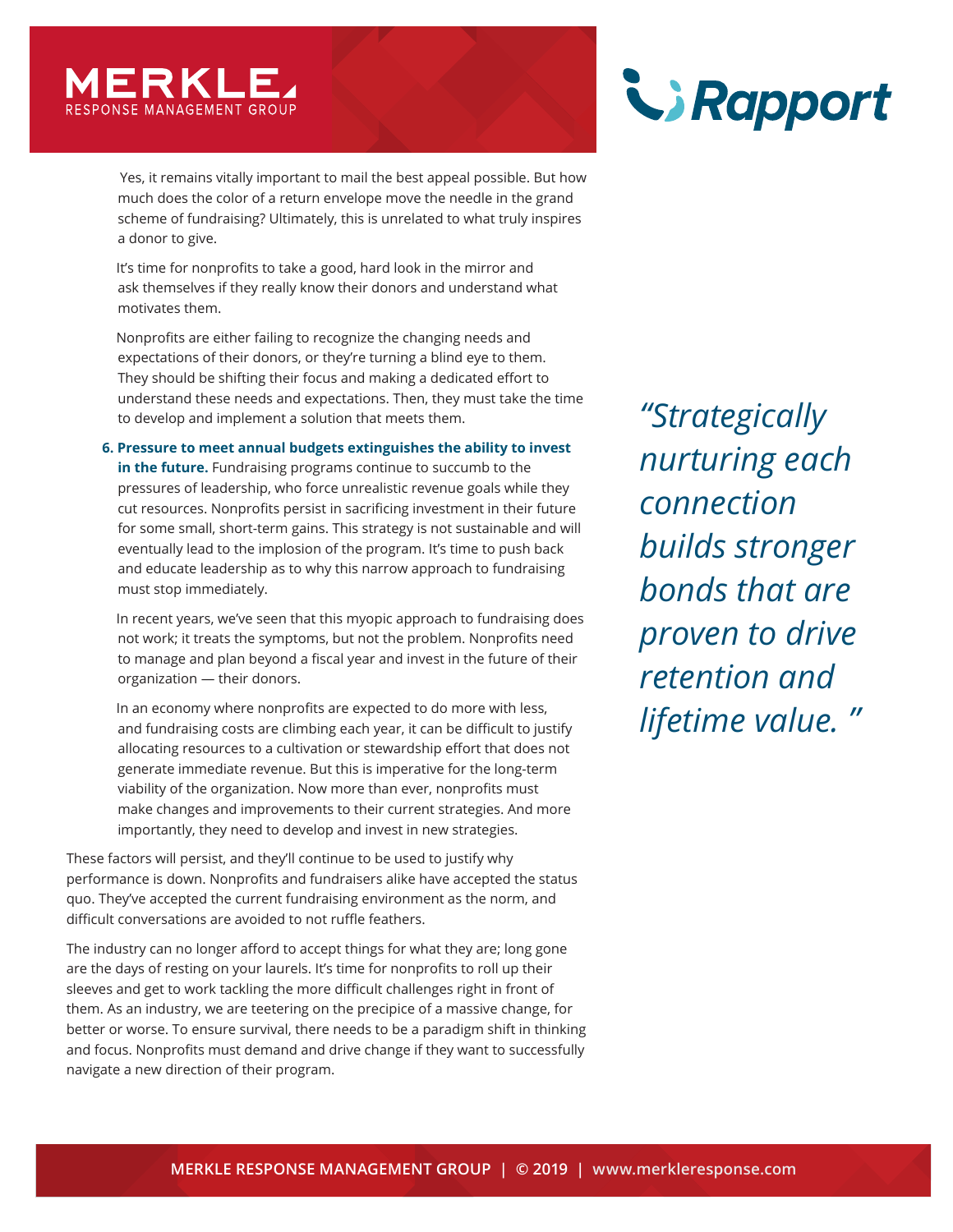Yes, it remains vitally important to mail the best appeal possible. But how much does the color of a return envelope move the needle in the grand scheme of fundraising? Ultimately, this is unrelated to what truly inspires a donor to give.

It's time for nonprofits to take a good, hard look in the mirror and ask themselves if they really know their donors and understand what motivates them.

Nonprofits are either failing to recognize the changing needs and expectations of their donors, or they're turning a blind eye to them. They should be shifting their focus and making a dedicated effort to understand these needs and expectations. Then, they must take the time to develop and implement a solution that meets them.

6. **Pressure to meet annual budgets extinguishes the ability to invest in the future.** Fundraising programs continue to succumb to the pressures of leadership, who force unrealistic revenue goals while they cut resources. Nonprofits persist in sacrificing investment in their future for some small, short-term gains. This strategy is not sustainable and will eventually lead to the implosion of the program. It's time to push back and educate leadership as to why this narrow approach to fundraising must stop immediately.

   In recent years, we've seen that this myopic approach to fundraising does not work; it treats the symptoms, but not the problem. Nonprofits need to manage and plan beyond a fiscal year and invest in the future of their organization — their donors.

   In an economy where nonprofits are expected to do more with less, and fundraising costs are climbing each year, it can be difficult to justify allocating resources to a cultivation or stewardship effort that does not generate immediate revenue. But this is imperative for the long-term viability of the organization. Now more than ever, nonprofits must make changes and improvements to their current strategies. And more importantly, they need to develop and invest in new strategies.

These factors will persist, and they'll continue to be used to justify why performance is down. Nonprofits and fundraisers alike have accepted the status quo. They've accepted the current fundraising environment as the norm, and difficult conversations are avoided to not ruffle feathers.

The industry can no longer afford to accept things for what they are; long gone are the days of resting on your laurels. It's time for nonprofits to roll up their sleeves and get to work tackling the more difficult challenges right in front of them. As an industry, we are teetering on the precipice of a massive change, for better or worse. To ensure survival, there needs to be a paradigm shift in thinking and focus. Nonprofits must demand and drive change if they want to successfully navigate a new direction of their program.

> *"Strategically nurturing each connection builds stronger bonds that are proven to drive retention and lifetime value."*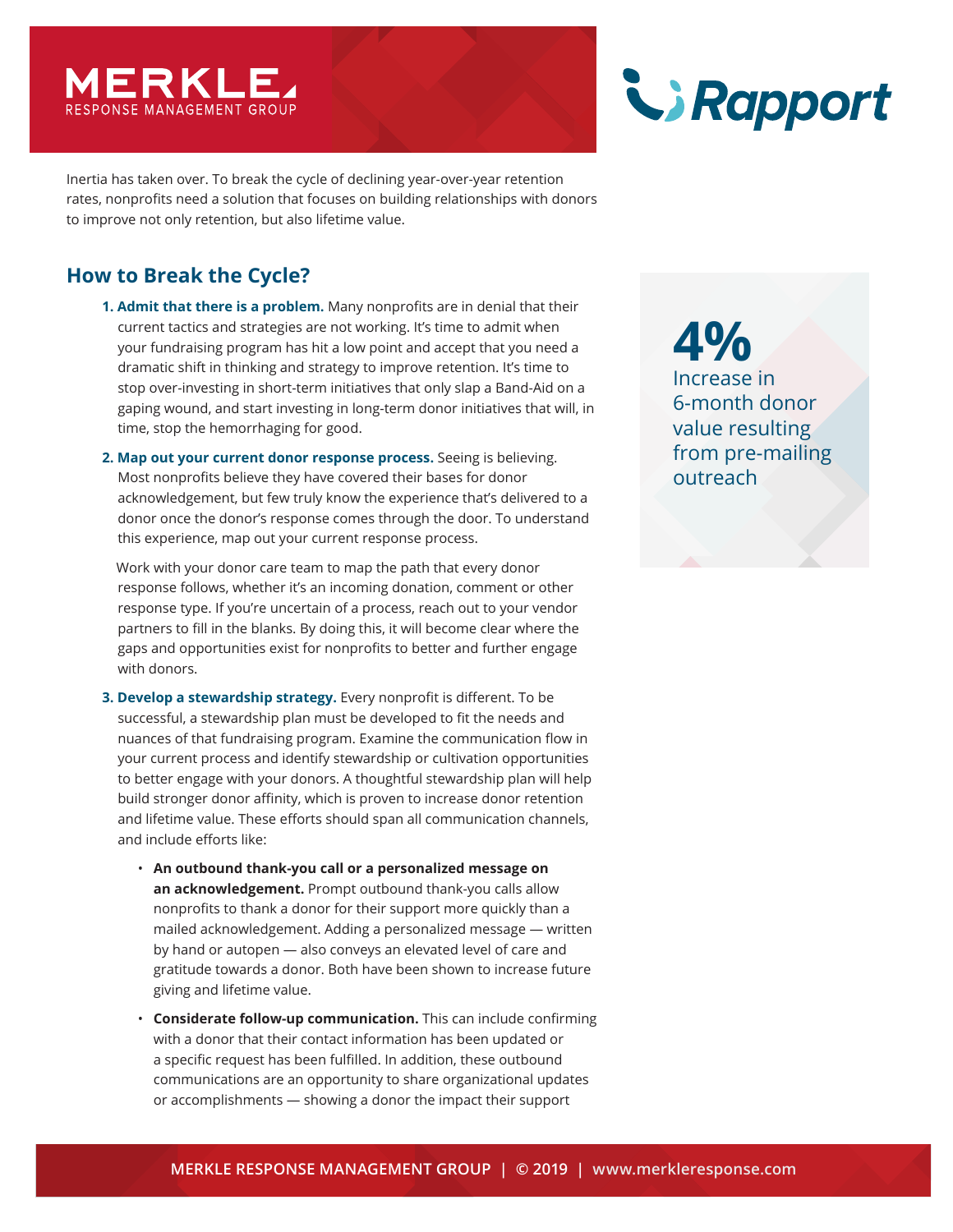Inertia has taken over. To break the cycle of declining year-over-year retention rates, nonprofits need a solution that focuses on building relationships with donors to improve not only retention, but also lifetime value.

## How to Break the Cycle?

1. **Admit that there is a problem.** Many nonprofits are in denial that their current tactics and strategies are not working. It's time to admit when your fundraising program has hit a low point and accept that you need a dramatic shift in thinking and strategy to improve retention. It's time to stop over-investing in short-term initiatives that only slap a Band-Aid on a gaping wound, and start investing in long-term donor initiatives that will, in time, stop the hemorrhaging for good.

2. **Map out your current donor response process.** Seeing is believing. Most nonprofits believe they have covered their bases for donor acknowledgement, but few truly know the experience that's delivered to a donor once the donor's response comes through the door. To understand this experience, map out your current response process.

   Work with your donor care team to map the path that every donor response follows, whether it's an incoming donation, comment or other response type. If you're uncertain of a process, reach out to your vendor partners to fill in the blanks. By doing this, it will become clear where the gaps and opportunities exist for nonprofits to better and further engage with donors.

3. **Develop a stewardship strategy.** Every nonprofit is different. To be successful, a stewardship plan must be developed to fit the needs and nuances of that fundraising program. Examine the communication flow in your current process and identify stewardship or cultivation opportunities to better engage with your donors. A thoughtful stewardship plan will help build stronger donor affinity, which is proven to increase donor retention and lifetime value. These efforts should span all communication channels, and include efforts like:

   - **An outbound thank-you call or a personalized message on an acknowledgement.** Prompt outbound thank-you calls allow nonprofits to thank a donor for their support more quickly than a mailed acknowledgement. Adding a personalized message — written by hand or autopen — also conveys an elevated level of care and gratitude towards a donor. Both have been shown to increase future giving and lifetime value.

   - **Considerate follow-up communication.** This can include confirming with a donor that their contact information has been updated or a specific request has been fulfilled. In addition, these outbound communications are an opportunity to share organizational updates or accomplishments — showing a donor the impact their support

**4%**
Increase in 6-month donor value resulting from pre-mailing outreach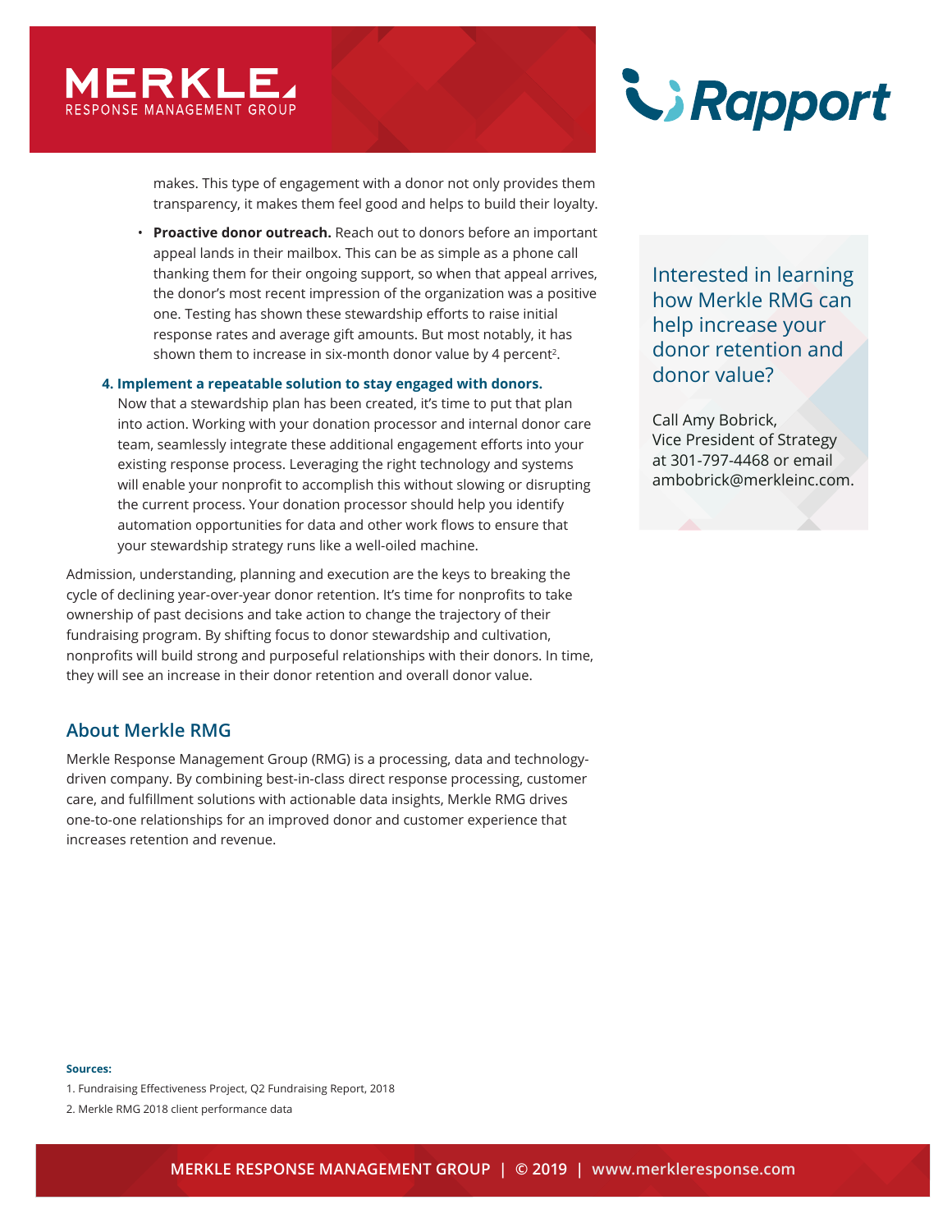makes. This type of engagement with a donor not only provides them transparency, it makes them feel good and helps to build their loyalty.

- **Proactive donor outreach.** Reach out to donors before an important appeal lands in their mailbox. This can be as simple as a phone call thanking them for their ongoing support, so when that appeal arrives, the donor's most recent impression of the organization was a positive one. Testing has shown these stewardship efforts to raise initial response rates and average gift amounts. But most notably, it has shown them to increase in six-month donor value by 4 percent[2].

4. **Implement a repeatable solution to stay engaged with donors.** Now that a stewardship plan has been created, it's time to put that plan into action. Working with your donation processor and internal donor care team, seamlessly integrate these additional engagement efforts into your existing response process. Leveraging the right technology and systems will enable your nonprofit to accomplish this without slowing or disrupting the current process. Your donation processor should help you identify automation opportunities for data and other work flows to ensure that your stewardship strategy runs like a well-oiled machine.

Admission, understanding, planning and execution are the keys to breaking the cycle of declining year-over-year donor retention. It's time for nonprofits to take ownership of past decisions and take action to change the trajectory of their fundraising program. By shifting focus to donor stewardship and cultivation, nonprofits will build strong and purposeful relationships with their donors. In time, they will see an increase in their donor retention and overall donor value.

## About Merkle RMG

Merkle Response Management Group (RMG) is a processing, data and technology-driven company. By combining best-in-class direct response processing, customer care, and fulfillment solutions with actionable data insights, Merkle RMG drives one-to-one relationships for an improved donor and customer experience that increases retention and revenue.

Interested in learning how Merkle RMG can help increase your donor retention and donor value?

Call Amy Bobrick,
Vice President of Strategy
at 301-797-4468 or email
ambobrick@merkleinc.com.

**Sources:**

1. Fundraising Effectiveness Project, Q2 Fundraising Report, 2018
2. Merkle RMG 2018 client performance data